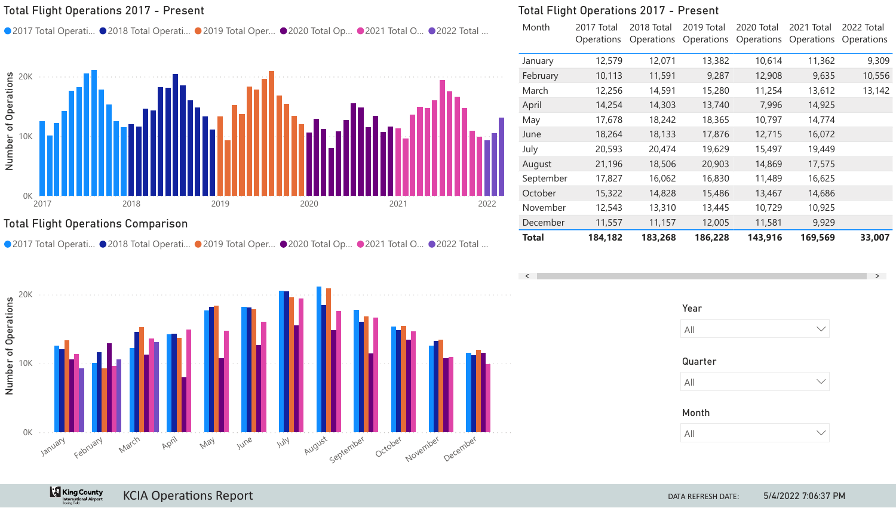## Total Flight Operations 2017 - Present

● 2017 Total Operati... ● 2018 Total Operati... ● 2019 Total Oper... ● 2020 Total Op... ● 2021 Total O... ● 2022 Total ...

Number of Operations: 0K, 10K, 20K

2017, 2018, 2019, 2020, 2021, 2022

## Total Flight Operations Comparison

● 2017 Total Operati... ● 2018 Total Operati... ● 2019 Total Oper... ● 2020 Total Op... ● 2021 Total O... ● 2022 Total ...

Number of Operations: 0K, 10K, 20K

January, February, March, April, May, June, July, August, September, October, November, December

## Total Flight Operations 2017 - Present

| Month | 2017 Total Operations | 2018 Total Operations | 2019 Total Operations | 2020 Total Operations | 2021 Total Operations | 2022 Total Operations |
|---|---|---|---|---|---|---|
| January | 12,579 | 12,071 | 13,382 | 10,614 | 11,362 | 9,309 |
| February | 10,113 | 11,591 | 9,287 | 12,908 | 9,635 | 10,556 |
| March | 12,256 | 14,591 | 15,280 | 11,254 | 13,612 | 13,142 |
| April | 14,254 | 14,303 | 13,740 | 7,996 | 14,925 | |
| May | 17,678 | 18,242 | 18,365 | 10,797 | 14,774 | |
| June | 18,264 | 18,133 | 17,876 | 12,715 | 16,072 | |
| July | 20,593 | 20,474 | 19,629 | 15,497 | 19,449 | |
| August | 21,196 | 18,506 | 20,903 | 14,869 | 17,575 | |
| September | 17,827 | 16,062 | 16,830 | 11,489 | 16,625 | |
| October | 15,322 | 14,828 | 15,486 | 13,467 | 14,686 | |
| November | 12,543 | 13,310 | 13,445 | 10,729 | 10,925 | |
| December | 11,557 | 11,157 | 12,005 | 11,581 | 9,929 | |
| **Total** | **184,182** | **183,268** | **186,228** | **143,916** | **169,569** | **33,007** |

Year: All

Quarter: All

Month: All

KCIA Operations Report

DATA REFRESH DATE: 5/4/2022 7:06:37 PM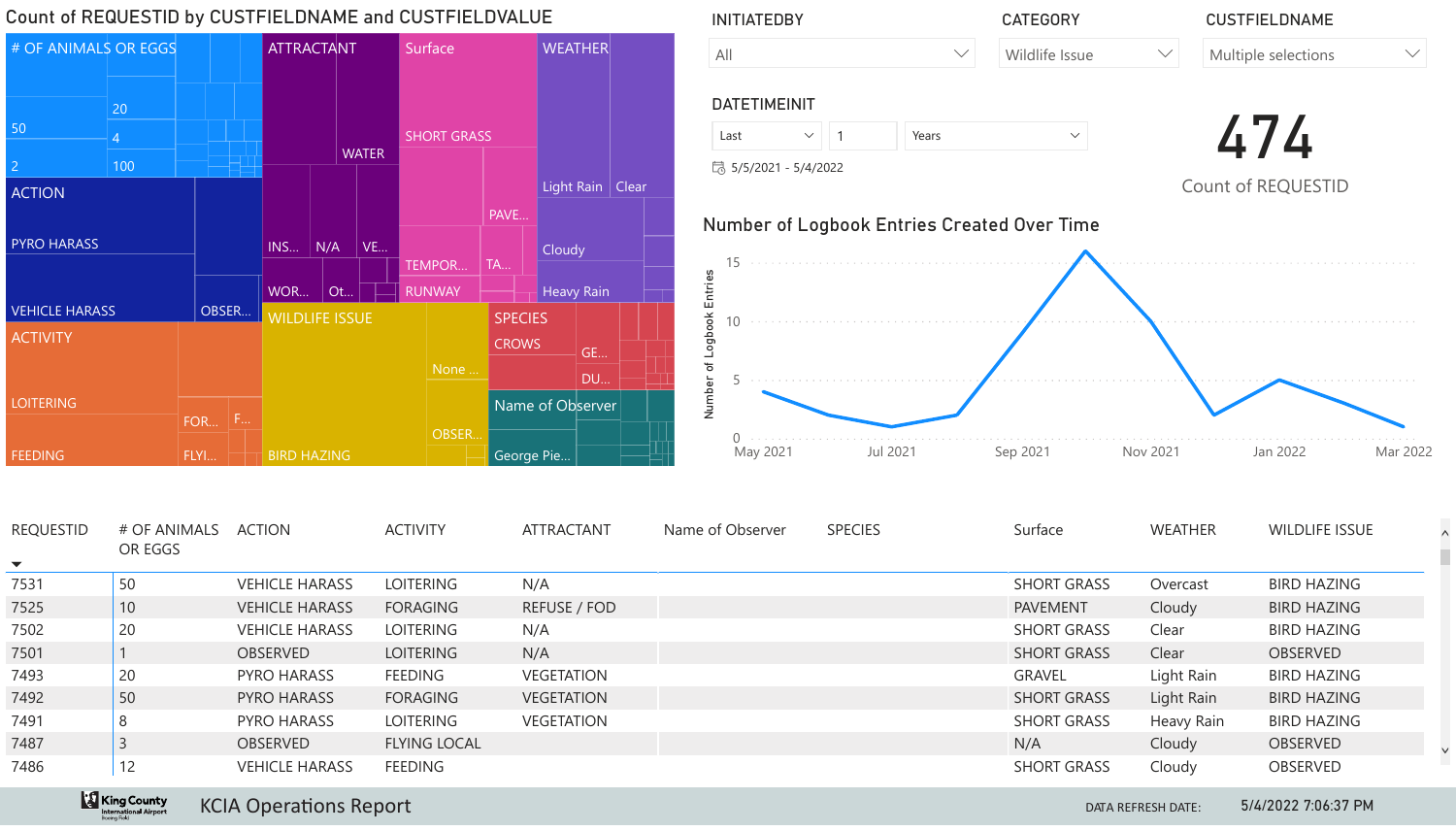## Count of REQUESTID by CUSTFIELDNAME and CUSTFIELDVALUE

# OF ANIMALS OR EGGS: 50, 20, 4, 2, 100

ACTION: PYRO HARASS, VEHICLE HARASS, OBSER...

ATTRACTANT: WATER, INS..., N/A, VE..., WOR..., Ot...

Surface: SHORT GRASS, PAVE..., TEMPOR..., TA..., RUNWAY

WEATHER: Light Rain, Clear, Cloudy, Heavy Rain

ACTIVITY: LOITERING, FOR..., F..., FEEDING, FLYI...

WILDLIFE ISSUE: None ..., OBSER..., BIRD HAZING

SPECIES: CROWS, GE..., DU...

Name of Observer: George Pie...

INITIATEDBY: All

CATEGORY: Wildlife Issue

CUSTFIELDNAME: Multiple selections

DATETIMEINIT: Last 1 Years

5/5/2021 - 5/4/2022

**474**

Count of REQUESTID

## Number of Logbook Entries Created Over Time

Number of Logbook Entries: 0, 5, 10, 15

May 2021, Jul 2021, Sep 2021, Nov 2021, Jan 2022, Mar 2022

| REQUESTID | # OF ANIMALS OR EGGS | ACTION | ACTIVITY | ATTRACTANT | Name of Observer | SPECIES | Surface | WEATHER | WILDLIFE ISSUE |
|---|---|---|---|---|---|---|---|---|---|
| 7531 | 50 | VEHICLE HARASS | LOITERING | N/A | | | SHORT GRASS | Overcast | BIRD HAZING |
| 7525 | 10 | VEHICLE HARASS | FORAGING | REFUSE / FOD | | | PAVEMENT | Cloudy | BIRD HAZING |
| 7502 | 20 | VEHICLE HARASS | LOITERING | N/A | | | SHORT GRASS | Clear | BIRD HAZING |
| 7501 | 1 | OBSERVED | LOITERING | N/A | | | SHORT GRASS | Clear | OBSERVED |
| 7493 | 20 | PYRO HARASS | FEEDING | VEGETATION | | | GRAVEL | Light Rain | BIRD HAZING |
| 7492 | 50 | PYRO HARASS | FORAGING | VEGETATION | | | SHORT GRASS | Light Rain | BIRD HAZING |
| 7491 | 8 | PYRO HARASS | LOITERING | VEGETATION | | | SHORT GRASS | Heavy Rain | BIRD HAZING |
| 7487 | 3 | OBSERVED | FLYING LOCAL | | | | N/A | Cloudy | OBSERVED |
| 7486 | 12 | VEHICLE HARASS | FEEDING | | | | SHORT GRASS | Cloudy | OBSERVED |

KCIA Operations Report

DATA REFRESH DATE: 5/4/2022 7:06:37 PM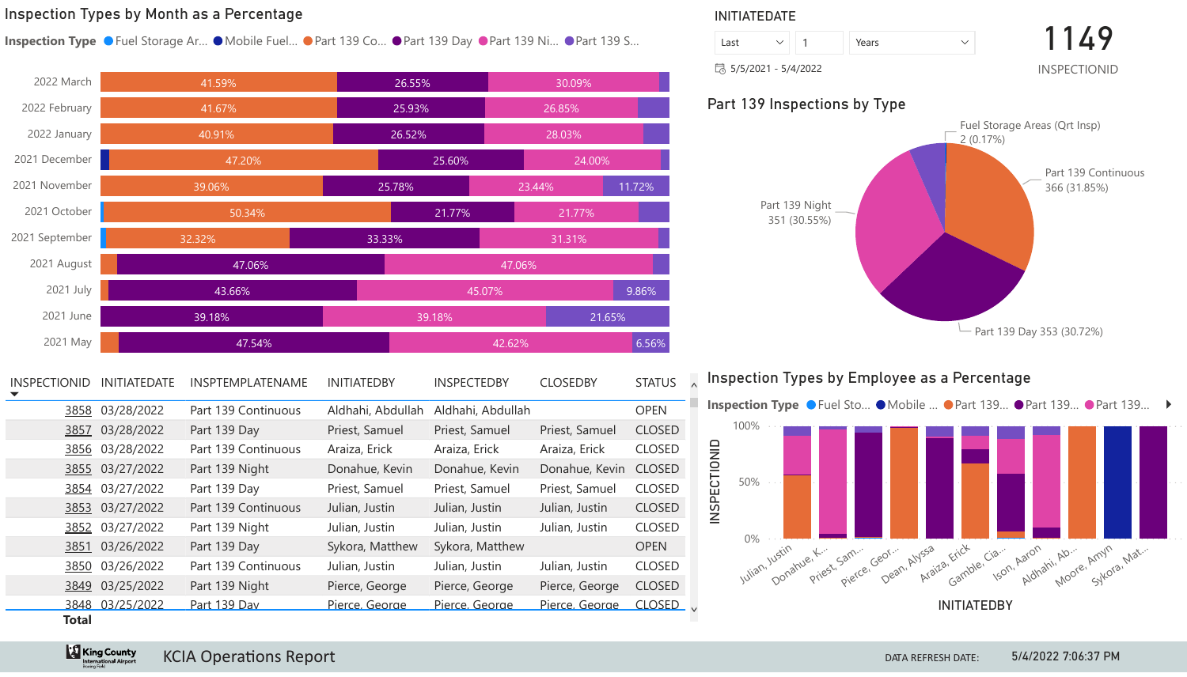## Inspection Types by Month as a Percentage

Inspection Type: Fuel Storage Ar... | Mobile Fuel... | Part 139 Co... | Part 139 Day | Part 139 Ni... | Part 139 S...

| Month | Part 139 Co... | Part 139 Day | Part 139 Ni... | Part 139 S... |
|---|---|---|---|---|
| 2022 March | 41.59% | 26.55% | 30.09% | |
| 2022 February | 41.67% | 25.93% | 26.85% | |
| 2022 January | 40.91% | 26.52% | 28.03% | |
| 2021 December | 47.20% | 25.60% | 24.00% | |
| 2021 November | 39.06% | 25.78% | 23.44% | 11.72% |
| 2021 October | 50.34% | 21.77% | 21.77% | |
| 2021 September | 32.32% | 33.33% | 31.31% | |
| 2021 August | | 47.06% | 47.06% | |
| 2021 July | | 43.66% | 45.07% | 9.86% |
| 2021 June | | 39.18% | 39.18% | 21.65% |
| 2021 May | | 47.54% | 42.62% | 6.56% |

INITIATEDATE: Last 1 Years

5/5/2021 - 5/4/2022

**1149**

INSPECTIONID

## Part 139 Inspections by Type

- Fuel Storage Areas (Qrt Insp) 2 (0.17%)
- Part 139 Continuous 366 (31.85%)
- Part 139 Night 351 (30.55%)
- Part 139 Day 353 (30.72%)

| INSPECTIONID | INITIATEDATE | INSPTEMPLATENAME | INITIATEDBY | INSPECTEDBY | CLOSEDBY | STATUS |
|---|---|---|---|---|---|---|
| 3858 | 03/28/2022 | Part 139 Continuous | Aldhahi, Abdullah | Aldhahi, Abdullah | | OPEN |
| 3857 | 03/28/2022 | Part 139 Day | Priest, Samuel | Priest, Samuel | Priest, Samuel | CLOSED |
| 3856 | 03/28/2022 | Part 139 Continuous | Araiza, Erick | Araiza, Erick | Araiza, Erick | CLOSED |
| 3855 | 03/27/2022 | Part 139 Night | Donahue, Kevin | Donahue, Kevin | Donahue, Kevin | CLOSED |
| 3854 | 03/27/2022 | Part 139 Day | Priest, Samuel | Priest, Samuel | Priest, Samuel | CLOSED |
| 3853 | 03/27/2022 | Part 139 Continuous | Julian, Justin | Julian, Justin | Julian, Justin | CLOSED |
| 3852 | 03/27/2022 | Part 139 Night | Julian, Justin | Julian, Justin | Julian, Justin | CLOSED |
| 3851 | 03/26/2022 | Part 139 Day | Sykora, Matthew | Sykora, Matthew | | OPEN |
| 3850 | 03/26/2022 | Part 139 Continuous | Julian, Justin | Julian, Justin | Julian, Justin | CLOSED |
| 3849 | 03/25/2022 | Part 139 Night | Pierce, George | Pierce, George | Pierce, George | CLOSED |
| 3848 | 03/25/2022 | Part 139 Day | Pierce, George | Pierce, George | Pierce, George | CLOSED |
| **Total** | | | | | | |

## Inspection Types by Employee as a Percentage

Inspection Type: Fuel Sto... | Mobile ... | Part 139... | Part 139... | Part 139...

INSPECTIONID (0%, 50%, 100%) by INITIATEDBY: Julian, Justin; Donahue, K...; Priest, Sam...; Pierce, Geor...; Dean, Alyssa; Araiza, Erick; Gamble, Cia...; Ison, Aaron; Aldhahi, Ab...; Moore, Amyn; Sykora, Mat...

KCIA Operations Report

DATA REFRESH DATE: 5/4/2022 7:06:37 PM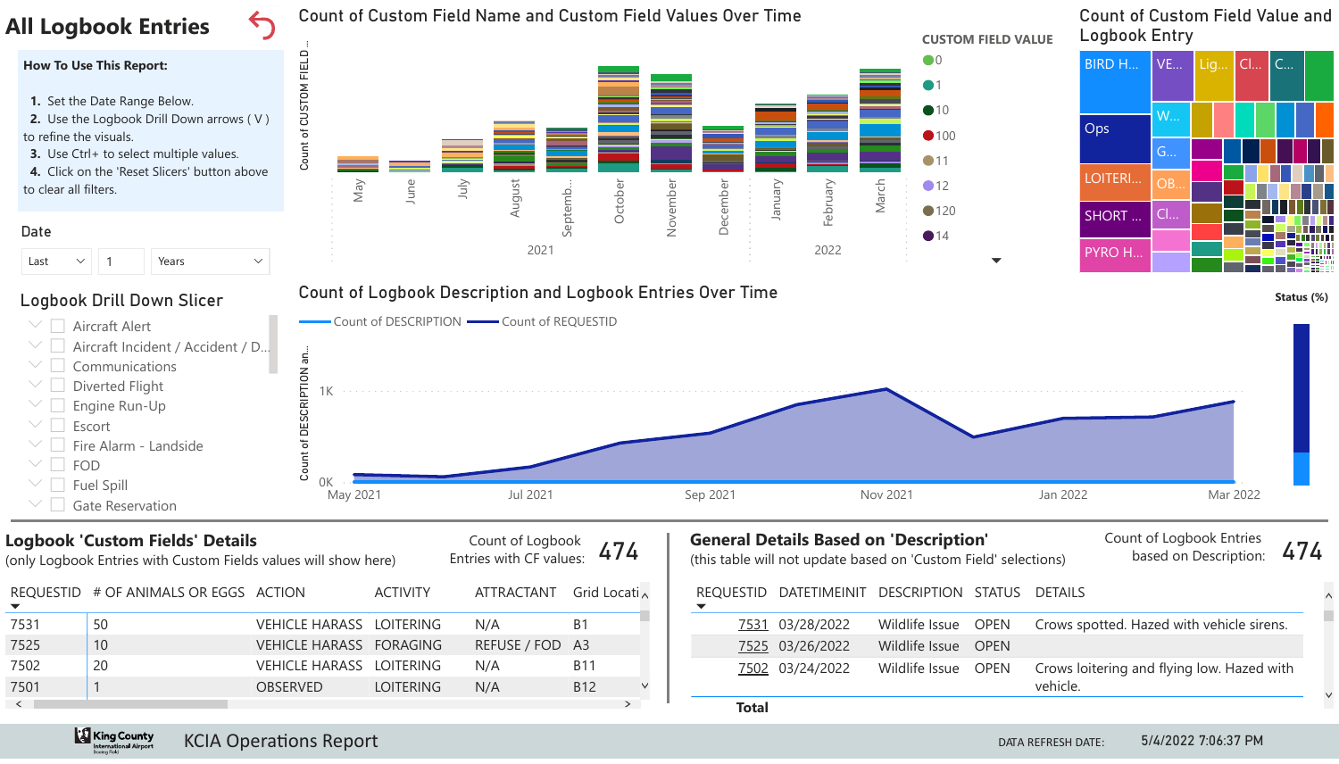# All Logbook Entries

**How To Use This Report:**

1. Set the Date Range Below.
2. Use the Logbook Drill Down arrows ( V ) to refine the visuals.
3. Use Ctrl+ to select multiple values.
4. Click on the 'Reset Slicers' button above to clear all filters.

Date

Last | 1 | Years

## Logbook Drill Down Slicer

- Aircraft Alert
- Aircraft Incident / Accident / D...
- Communications
- Diverted Flight
- Engine Run-Up
- Escort
- Fire Alarm - Landside
- FOD
- Fuel Spill
- Gate Reservation

## Count of Custom Field Name and Custom Field Values Over Time

Count of CUSTOM FIELD ...

May
June
July
August
Septemb...
October
November
December
January
February
March

2021
2022

CUSTOM FIELD VALUE

0
1
10
100
11
12
120
14

## Count of Custom Field Value and Logbook Entry

BIRD H...
VE...
Lig...
Cl...
C...
Ops
W...
G...
LOITERI...
OB...
SHORT ...
Cl...
PYRO H...

## Count of Logbook Description and Logbook Entries Over Time

Count of DESCRIPTION
Count of REQUESTID

Count of DESCRIPTION an...

1K
0K

May 2021
Jul 2021
Sep 2021
Nov 2021
Jan 2022
Mar 2022

Status (%)

## Logbook 'Custom Fields' Details

(only Logbook Entries with Custom Fields values will show here)

Count of Logbook Entries with CF values: **474**

| REQUESTID | # OF ANIMALS OR EGGS | ACTION | ACTIVITY | ATTRACTANT | Grid Locati |
|---|---|---|---|---|---|
| 7531 | 50 | VEHICLE HARASS | LOITERING | N/A | B1 |
| 7525 | 10 | VEHICLE HARASS | FORAGING | REFUSE / FOD | A3 |
| 7502 | 20 | VEHICLE HARASS | LOITERING | N/A | B11 |
| 7501 | 1 | OBSERVED | LOITERING | N/A | B12 |

## General Details Based on 'Description'

(this table will not update based on 'Custom Field' selections)

Count of Logbook Entries based on Description: **474**

| REQUESTID | DATETIMEINIT | DESCRIPTION | STATUS | DETAILS |
|---|---|---|---|---|
| 7531 | 03/28/2022 | Wildlife Issue | OPEN | Crows spotted. Hazed with vehicle sirens. |
| 7525 | 03/26/2022 | Wildlife Issue | OPEN | |
| 7502 | 03/24/2022 | Wildlife Issue | OPEN | Crows loitering and flying low. Hazed with vehicle. |
| Total | | | | |

KCIA Operations Report

DATA REFRESH DATE: 5/4/2022 7:06:37 PM